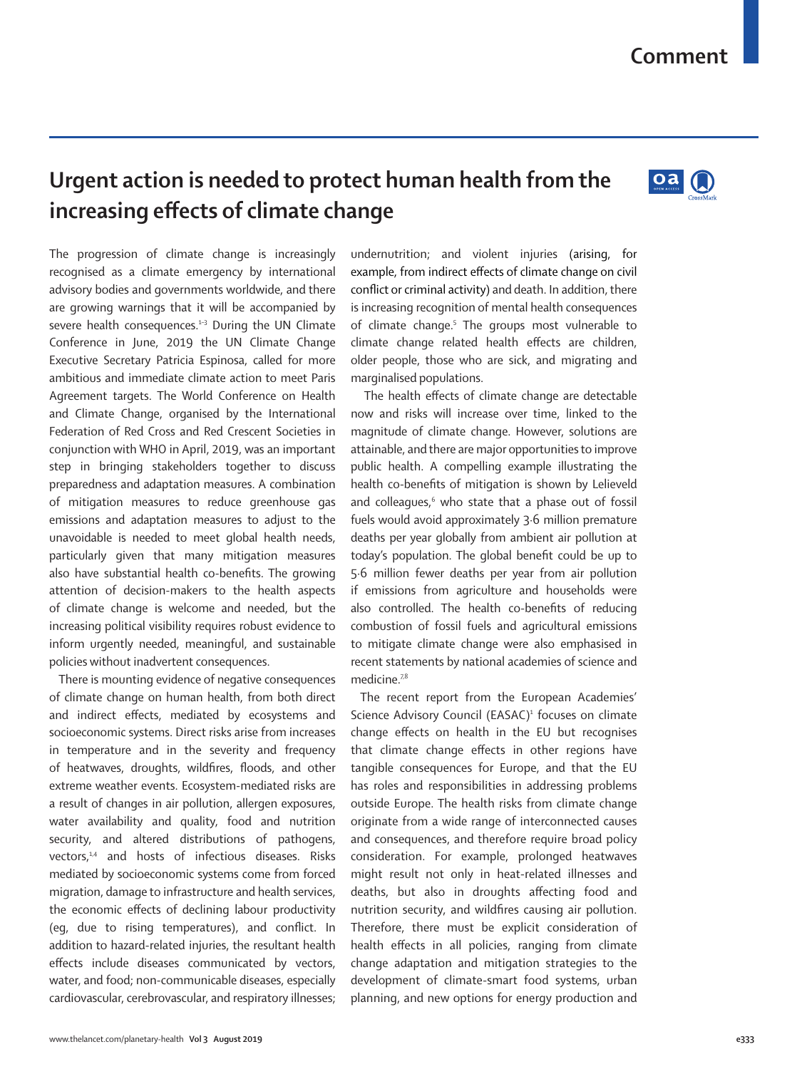# Urgent action is needed to protect human health from the increasing effects of climate change

The progression of climate change is increasingly recognised as a climate emergency by international advisory bodies and governments worldwide, and there are growing warnings that it will be accompanied by severe health consequences.[1–3] During the UN Climate Conference in June, 2019 the UN Climate Change Executive Secretary Patricia Espinosa, called for more ambitious and immediate climate action to meet Paris Agreement targets. The World Conference on Health and Climate Change, organised by the International Federation of Red Cross and Red Crescent Societies in conjunction with WHO in April, 2019, was an important step in bringing stakeholders together to discuss preparedness and adaptation measures. A combination of mitigation measures to reduce greenhouse gas emissions and adaptation measures to adjust to the unavoidable is needed to meet global health needs, particularly given that many mitigation measures also have substantial health co-benefits. The growing attention of decision-makers to the health aspects of climate change is welcome and needed, but the increasing political visibility requires robust evidence to inform urgently needed, meaningful, and sustainable policies without inadvertent consequences.

There is mounting evidence of negative consequences of climate change on human health, from both direct and indirect effects, mediated by ecosystems and socioeconomic systems. Direct risks arise from increases in temperature and in the severity and frequency of heatwaves, droughts, wildfires, floods, and other extreme weather events. Ecosystem-mediated risks are a result of changes in air pollution, allergen exposures, water availability and quality, food and nutrition security, and altered distributions of pathogens, vectors,[1,4] and hosts of infectious diseases. Risks mediated by socioeconomic systems come from forced migration, damage to infrastructure and health services, the economic effects of declining labour productivity (eg, due to rising temperatures), and conflict. In addition to hazard-related injuries, the resultant health effects include diseases communicated by vectors, water, and food; non-communicable diseases, especially cardiovascular, cerebrovascular, and respiratory illnesses; undernutrition; and violent injuries (arising, for example, from indirect effects of climate change on civil conflict or criminal activity) and death. In addition, there is increasing recognition of mental health consequences of climate change.[5] The groups most vulnerable to climate change related health effects are children, older people, those who are sick, and migrating and marginalised populations.

The health effects of climate change are detectable now and risks will increase over time, linked to the magnitude of climate change. However, solutions are attainable, and there are major opportunities to improve public health. A compelling example illustrating the health co-benefits of mitigation is shown by Lelieveld and colleagues,[6] who state that a phase out of fossil fuels would avoid approximately 3·6 million premature deaths per year globally from ambient air pollution at today's population. The global benefit could be up to 5·6 million fewer deaths per year from air pollution if emissions from agriculture and households were also controlled. The health co-benefits of reducing combustion of fossil fuels and agricultural emissions to mitigate climate change were also emphasised in recent statements by national academies of science and medicine.[7,8]

The recent report from the European Academies' Science Advisory Council (EASAC)[1] focuses on climate change effects on health in the EU but recognises that climate change effects in other regions have tangible consequences for Europe, and that the EU has roles and responsibilities in addressing problems outside Europe. The health risks from climate change originate from a wide range of interconnected causes and consequences, and therefore require broad policy consideration. For example, prolonged heatwaves might result not only in heat-related illnesses and deaths, but also in droughts affecting food and nutrition security, and wildfires causing air pollution. Therefore, there must be explicit consideration of health effects in all policies, ranging from climate change adaptation and mitigation strategies to the development of climate-smart food systems, urban planning, and new options for energy production and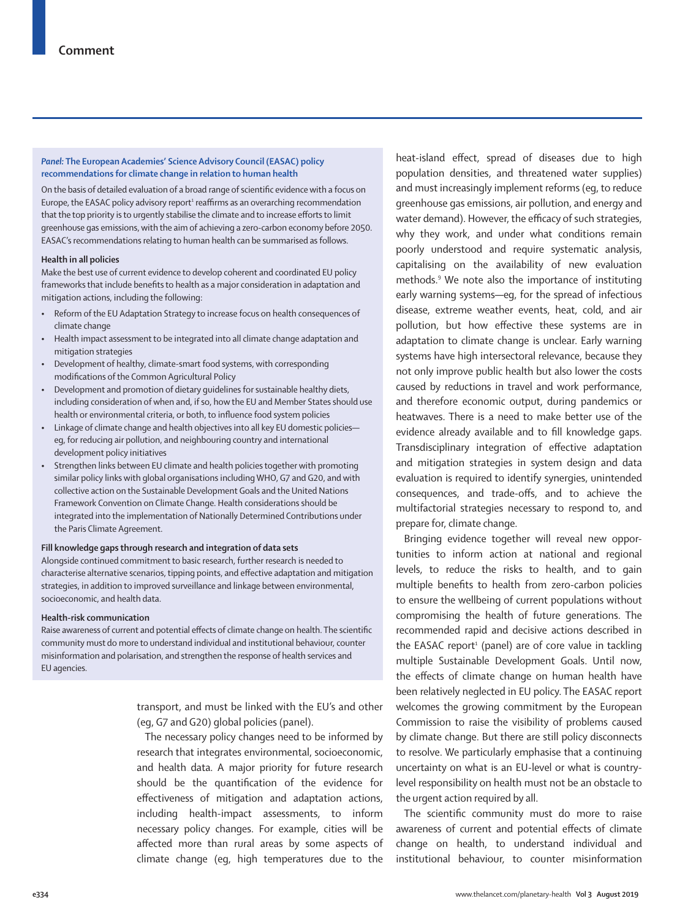### *Panel:* The European Academies' Science Advisory Council (EASAC) policy recommendations for climate change in relation to human health

On the basis of detailed evaluation of a broad range of scientific evidence with a focus on Europe, the EASAC policy advisory report[1] reaffirms as an overarching recommendation that the top priority is to urgently stabilise the climate and to increase efforts to limit greenhouse gas emissions, with the aim of achieving a zero-carbon economy before 2050. EASAC's recommendations relating to human health can be summarised as follows.

**Health in all policies**

Make the best use of current evidence to develop coherent and coordinated EU policy frameworks that include benefits to health as a major consideration in adaptation and mitigation actions, including the following:

- Reform of the EU Adaptation Strategy to increase focus on health consequences of climate change
- Health impact assessment to be integrated into all climate change adaptation and mitigation strategies
- Development of healthy, climate-smart food systems, with corresponding modifications of the Common Agricultural Policy
- Development and promotion of dietary guidelines for sustainable healthy diets, including consideration of when and, if so, how the EU and Member States should use health or environmental criteria, or both, to influence food system policies
- Linkage of climate change and health objectives into all key EU domestic policies—eg, for reducing air pollution, and neighbouring country and international development policy initiatives
- Strengthen links between EU climate and health policies together with promoting similar policy links with global organisations including WHO, G7 and G20, and with collective action on the Sustainable Development Goals and the United Nations Framework Convention on Climate Change. Health considerations should be integrated into the implementation of Nationally Determined Contributions under the Paris Climate Agreement.

**Fill knowledge gaps through research and integration of data sets**

Alongside continued commitment to basic research, further research is needed to characterise alternative scenarios, tipping points, and effective adaptation and mitigation strategies, in addition to improved surveillance and linkage between environmental, socioeconomic, and health data.

**Health-risk communication**

Raise awareness of current and potential effects of climate change on health. The scientific community must do more to understand individual and institutional behaviour, counter misinformation and polarisation, and strengthen the response of health services and EU agencies.

transport, and must be linked with the EU's and other (eg, G7 and G20) global policies (panel).

The necessary policy changes need to be informed by research that integrates environmental, socioeconomic, and health data. A major priority for future research should be the quantification of the evidence for effectiveness of mitigation and adaptation actions, including health-impact assessments, to inform necessary policy changes. For example, cities will be affected more than rural areas by some aspects of climate change (eg, high temperatures due to the heat-island effect, spread of diseases due to high population densities, and threatened water supplies) and must increasingly implement reforms (eg, to reduce greenhouse gas emissions, air pollution, and energy and water demand). However, the efficacy of such strategies, why they work, and under what conditions remain poorly understood and require systematic analysis, capitalising on the availability of new evaluation methods.[9] We note also the importance of instituting early warning systems—eg, for the spread of infectious disease, extreme weather events, heat, cold, and air pollution, but how effective these systems are in adaptation to climate change is unclear. Early warning systems have high intersectoral relevance, because they not only improve public health but also lower the costs caused by reductions in travel and work performance, and therefore economic output, during pandemics or heatwaves. There is a need to make better use of the evidence already available and to fill knowledge gaps. Transdisciplinary integration of effective adaptation and mitigation strategies in system design and data evaluation is required to identify synergies, unintended consequences, and trade-offs, and to achieve the multifactorial strategies necessary to respond to, and prepare for, climate change.

Bringing evidence together will reveal new opportunities to inform action at national and regional levels, to reduce the risks to health, and to gain multiple benefits to health from zero-carbon policies to ensure the wellbeing of current populations without compromising the health of future generations. The recommended rapid and decisive actions described in the EASAC report[1] (panel) are of core value in tackling multiple Sustainable Development Goals. Until now, the effects of climate change on human health have been relatively neglected in EU policy. The EASAC report welcomes the growing commitment by the European Commission to raise the visibility of problems caused by climate change. But there are still policy disconnects to resolve. We particularly emphasise that a continuing uncertainty on what is an EU-level or what is country-level responsibility on health must not be an obstacle to the urgent action required by all.

The scientific community must do more to raise awareness of current and potential effects of climate change on health, to understand individual and institutional behaviour, to counter misinformation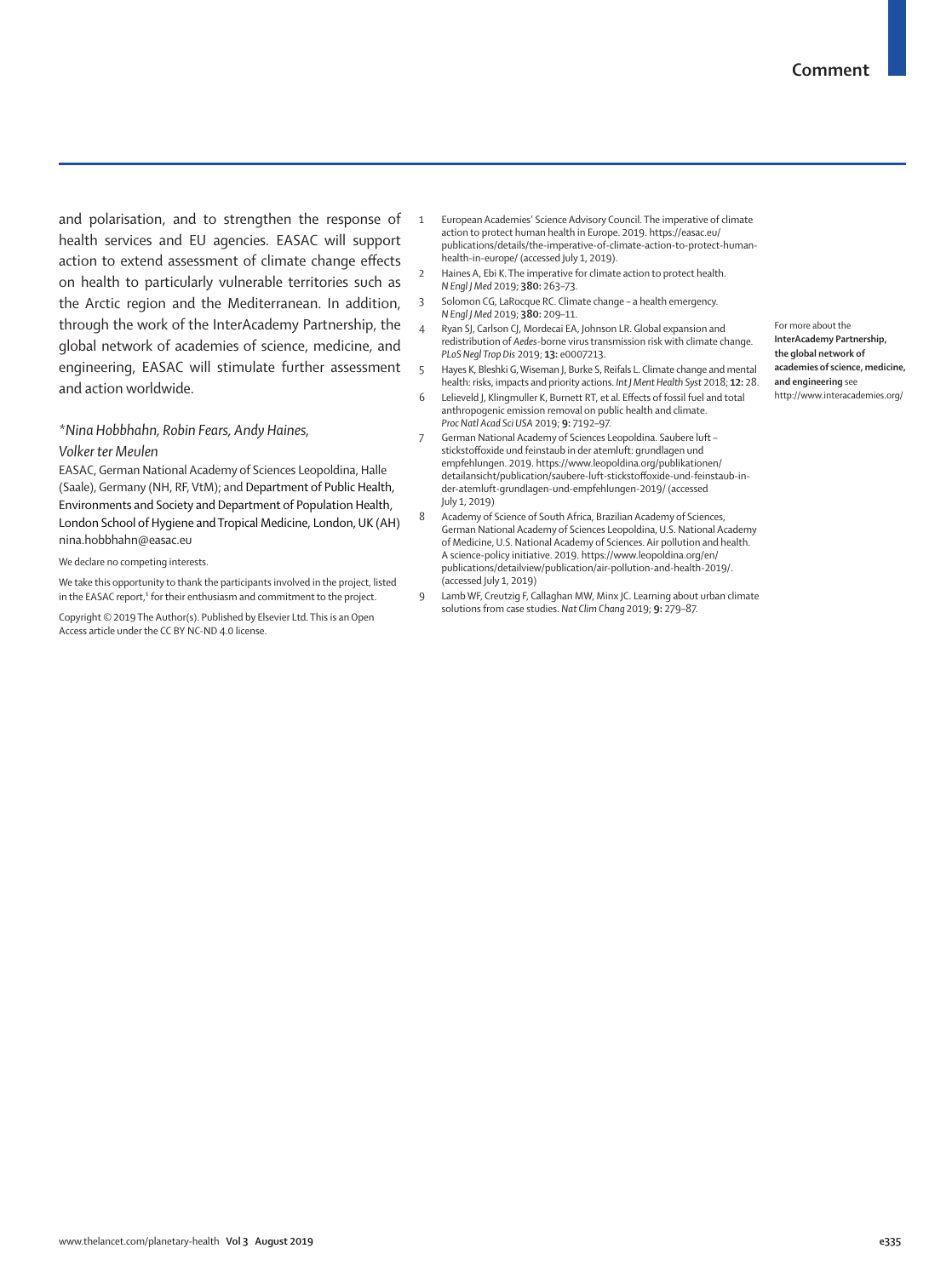and polarisation, and to strengthen the response of health services and EU agencies. EASAC will support action to extend assessment of climate change effects on health to particularly vulnerable territories such as the Arctic region and the Mediterranean. In addition, through the work of the InterAcademy Partnership, the global network of academies of science, medicine, and engineering, EASAC will stimulate further assessment and action worldwide.

*\*Nina Hobbhahn, Robin Fears, Andy Haines, Volker ter Meulen*

EASAC, German National Academy of Sciences Leopoldina, Halle (Saale), Germany (NH, RF, VtM); and Department of Public Health, Environments and Society and Department of Population Health, London School of Hygiene and Tropical Medicine, London, UK (AH)
nina.hobbhahn@easac.eu

We declare no competing interests.

We take this opportunity to thank the participants involved in the project, listed in the EASAC report,[1] for their enthusiasm and commitment to the project.

Copyright © 2019 The Author(s). Published by Elsevier Ltd. This is an Open Access article under the CC BY NC-ND 4.0 license.

1. European Academies' Science Advisory Council. The imperative of climate action to protect human health in Europe. 2019. https://easac.eu/publications/details/the-imperative-of-climate-action-to-protect-human-health-in-europe/ (accessed July 1, 2019).
2. Haines A, Ebi K. The imperative for climate action to protect health. *N Engl J Med* 2019; **380:** 263–73.
3. Solomon CG, LaRocque RC. Climate change – a health emergency. *N Engl J Med* 2019; **380:** 209–11.
4. Ryan SJ, Carlson CJ, Mordecai EA, Johnson LR. Global expansion and redistribution of *Aedes*-borne virus transmission risk with climate change. *PLoS Negl Trop Dis* 2019; **13:** e0007213.
5. Hayes K, Bleshki G, Wiseman J, Burke S, Reifals L. Climate change and mental health: risks, impacts and priority actions. *Int J Ment Health Syst* 2018; **12:** 28.
6. Lelieveld J, Klingmuller K, Burnett RT, et al. Effects of fossil fuel and total anthropogenic emission removal on public health and climate. *Proc Natl Acad Sci USA* 2019; **9:** 7192–97.
7. German National Academy of Sciences Leopoldina. Saubere luft – stickstoffoxide und feinstaub in der atemluft: grundlagen und empfehlungen. 2019. https://www.leopoldina.org/publikationen/detailansicht/publication/saubere-luft-stickstoffoxide-und-feinstaub-in-der-atemluft-grundlagen-und-empfehlungen-2019/ (accessed July 1, 2019)
8. Academy of Science of South Africa, Brazilian Academy of Sciences, German National Academy of Sciences Leopoldina, U.S. National Academy of Medicine, U.S. National Academy of Sciences. Air pollution and health. A science-policy initiative. 2019. https://www.leopoldina.org/en/publications/detailview/publication/air-pollution-and-health-2019/. (accessed July 1, 2019)
9. Lamb WF, Creutzig F, Callaghan MW, Minx JC. Learning about urban climate solutions from case studies. *Nat Clim Chang* 2019; **9:** 279–87.

For more about the **InterAcademy Partnership, the global network of academies of science, medicine, and engineering** see http://www.interacademies.org/